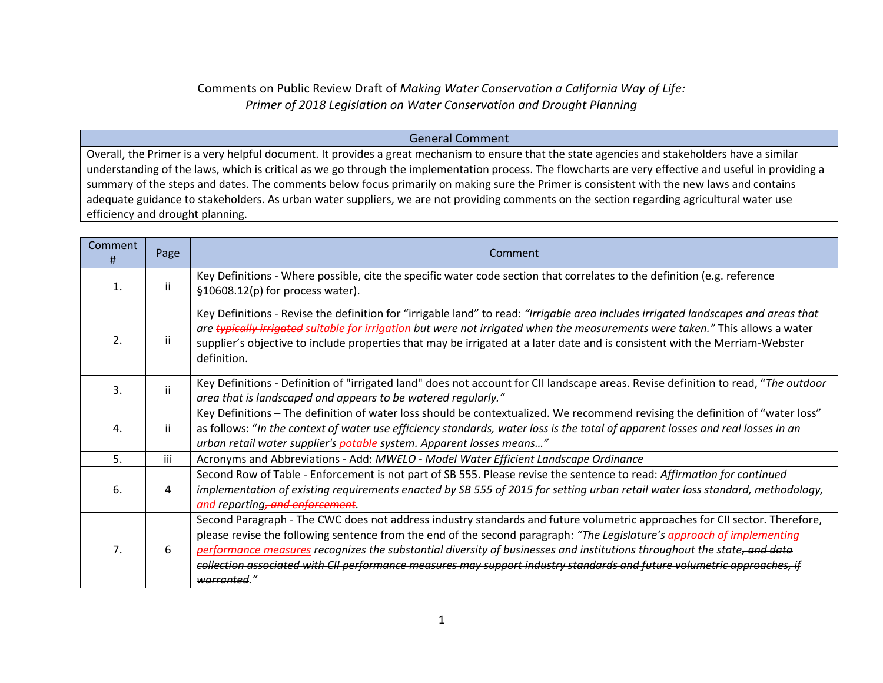# Comments on Public Review Draft of *Making Water Conservation a California Way of Life: Primer of 2018 Legislation on Water Conservation and Drought Planning*

| General Comment |
|---|
| Overall, the Primer is a very helpful document. It provides a great mechanism to ensure that the state agencies and stakeholders have a similar understanding of the laws, which is critical as we go through the implementation process. The flowcharts are very effective and useful in providing a summary of the steps and dates. The comments below focus primarily on making sure the Primer is consistent with the new laws and contains adequate guidance to stakeholders. As urban water suppliers, we are not providing comments on the section regarding agricultural water use efficiency and drought planning. |

| Comment # | Page | Comment |
|---|---|---|
| 1. | ii | Key Definitions - Where possible, cite the specific water code section that correlates to the definition (e.g. reference §10608.12(p) for process water). |
| 2. | ii | Key Definitions - Revise the definition for "irrigable land" to read: *"Irrigable area includes irrigated landscapes and areas that are ~~typically irrigated~~ suitable for irrigation but were not irrigated when the measurements were taken."* This allows a water supplier's objective to include properties that may be irrigated at a later date and is consistent with the Merriam-Webster definition. |
| 3. | ii | Key Definitions - Definition of "irrigated land" does not account for CII landscape areas. Revise definition to read, "*The outdoor area that is landscaped and appears to be watered regularly."* |
| 4. | ii | Key Definitions – The definition of water loss should be contextualized. We recommend revising the definition of "water loss" as follows: "*In the context of water use efficiency standards, water loss is the total of apparent losses and real losses in an urban retail water supplier's potable system. Apparent losses means…"* |
| 5. | iii | Acronyms and Abbreviations - Add: *MWELO - Model Water Efficient Landscape Ordinance* |
| 6. | 4 | Second Row of Table - Enforcement is not part of SB 555. Please revise the sentence to read: *Affirmation for continued implementation of existing requirements enacted by SB 555 of 2015 for setting urban retail water loss standard, methodology, and reporting~~, and enforcement~~.* |
| 7. | 6 | Second Paragraph - The CWC does not address industry standards and future volumetric approaches for CII sector. Therefore, please revise the following sentence from the end of the second paragraph: *"The Legislature's approach of implementing performance measures recognizes the substantial diversity of businesses and institutions throughout the state~~, and data collection associated with CII performance measures may support industry standards and future volumetric approaches, if warranted~~."* |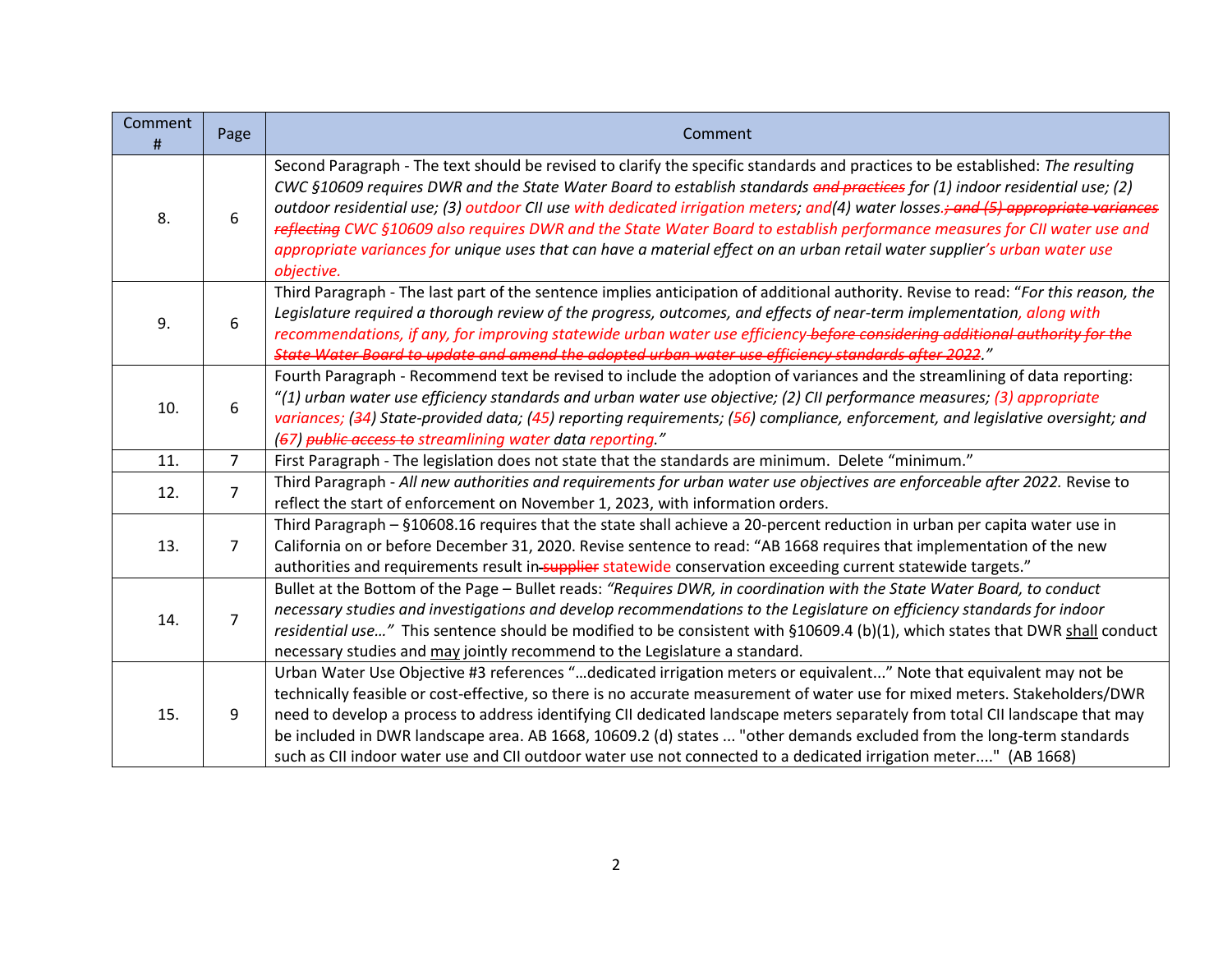| Comment # | Page | Comment |
|---|---|---|
| 8. | 6 | Second Paragraph - The text should be revised to clarify the specific standards and practices to be established: *The resulting CWC §10609 requires DWR and the State Water Board to establish standards ~~and practices~~ for (1) indoor residential use; (2) outdoor residential use; (3) outdoor CII use with dedicated irrigation meters; and(4) water losses.~~; and (5) appropriate variances reflecting~~ CWC §10609 also requires DWR and the State Water Board to establish performance measures for CII water use and appropriate variances for unique uses that can have a material effect on an urban retail water supplier's urban water use objective.* |
| 9. | 6 | Third Paragraph - The last part of the sentence implies anticipation of additional authority. Revise to read: "*For this reason, the Legislature required a thorough review of the progress, outcomes, and effects of near-term implementation, along with recommendations, if any, for improving statewide urban water use efficiency ~~before considering additional authority for the State Water Board to update and amend the adopted urban water use efficiency standards after 2022~~.*" |
| 10. | 6 | Fourth Paragraph - Recommend text be revised to include the adoption of variances and the streamlining of data reporting: "*(1) urban water use efficiency standards and urban water use objective; (2) CII performance measures; (3) appropriate variances; (~~3~~4) State-provided data; (~~4~~5) reporting requirements; (~~5~~6) compliance, enforcement, and legislative oversight; and (~~6~~7) ~~public access to~~ streamlining water data reporting.*" |
| 11. | 7 | First Paragraph - The legislation does not state that the standards are minimum. Delete "minimum." |
| 12. | 7 | Third Paragraph - *All new authorities and requirements for urban water use objectives are enforceable after 2022.* Revise to reflect the start of enforcement on November 1, 2023, with information orders. |
| 13. | 7 | Third Paragraph – §10608.16 requires that the state shall achieve a 20-percent reduction in urban per capita water use in California on or before December 31, 2020. Revise sentence to read: "AB 1668 requires that implementation of the new authorities and requirements result in ~~supplier~~ statewide conservation exceeding current statewide targets." |
| 14. | 7 | Bullet at the Bottom of the Page – Bullet reads: *"Requires DWR, in coordination with the State Water Board, to conduct necessary studies and investigations and develop recommendations to the Legislature on efficiency standards for indoor residential use…"* This sentence should be modified to be consistent with §10609.4 (b)(1), which states that DWR <u>shall</u> conduct necessary studies and <u>may</u> jointly recommend to the Legislature a standard. |
| 15. | 9 | Urban Water Use Objective #3 references "…dedicated irrigation meters or equivalent..." Note that equivalent may not be technically feasible or cost-effective, so there is no accurate measurement of water use for mixed meters. Stakeholders/DWR need to develop a process to address identifying CII dedicated landscape meters separately from total CII landscape that may be included in DWR landscape area. AB 1668, 10609.2 (d) states ... "other demands excluded from the long-term standards such as CII indoor water use and CII outdoor water use not connected to a dedicated irrigation meter...." (AB 1668) |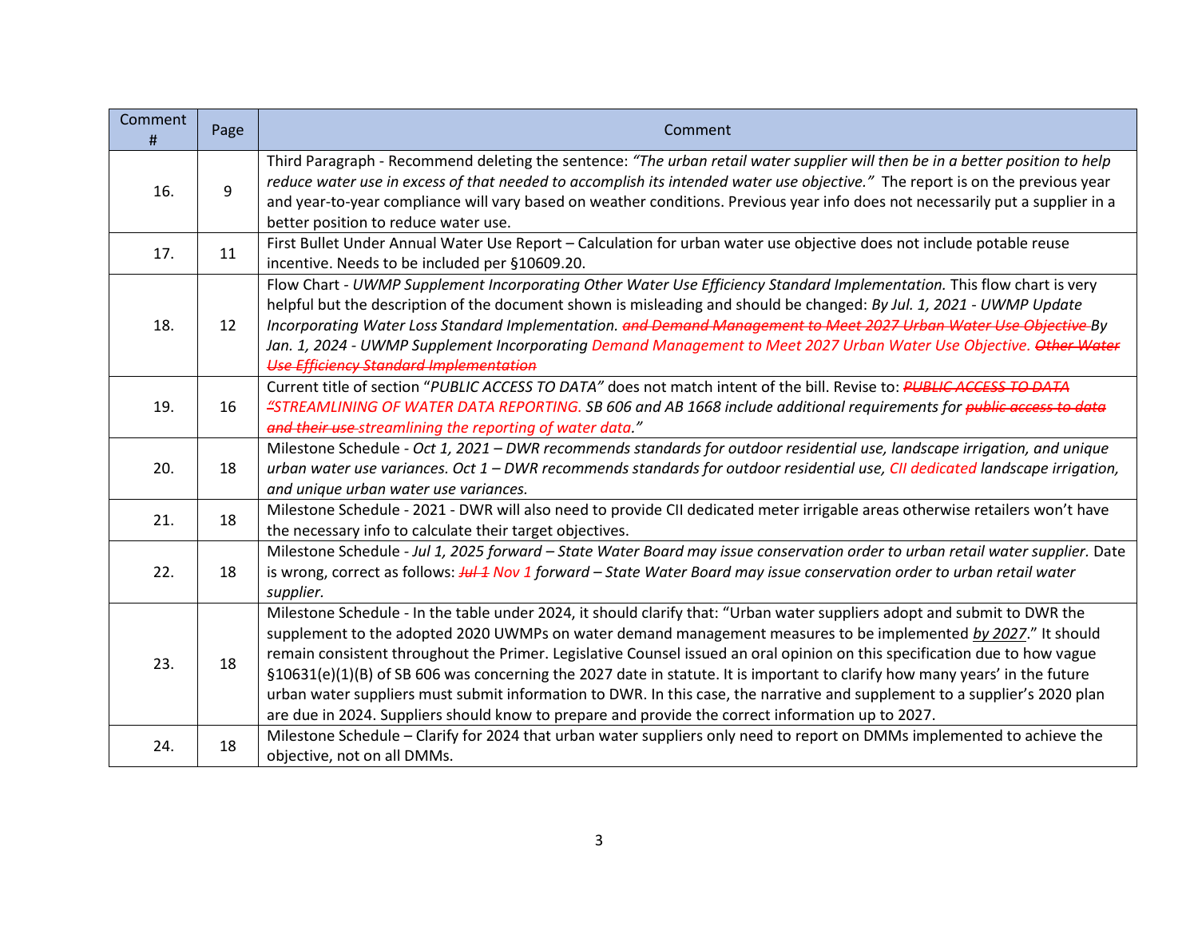| Comment # | Page | Comment |
|---|---|---|
| 16. | 9 | Third Paragraph - Recommend deleting the sentence: *"The urban retail water supplier will then be in a better position to help reduce water use in excess of that needed to accomplish its intended water use objective."* The report is on the previous year and year-to-year compliance will vary based on weather conditions. Previous year info does not necessarily put a supplier in a better position to reduce water use. |
| 17. | 11 | First Bullet Under Annual Water Use Report – Calculation for urban water use objective does not include potable reuse incentive. Needs to be included per §10609.20. |
| 18. | 12 | Flow Chart - *UWMP Supplement Incorporating Other Water Use Efficiency Standard Implementation.* This flow chart is very helpful but the description of the document shown is misleading and should be changed: *By Jul. 1, 2021 - UWMP Update Incorporating Water Loss Standard Implementation.* ~~*and Demand Management to Meet 2027 Urban Water Use Objective*~~ *By Jan. 1, 2024 - UWMP Supplement Incorporating Demand Management to Meet 2027 Urban Water Use Objective.* ~~*Other Water Use Efficiency Standard Implementation*~~ |
| 19. | 16 | Current title of section "*PUBLIC ACCESS TO DATA"* does not match intent of the bill. Revise to: ~~*PUBLIC ACCESS TO DATA*~~ ~~*"*~~*STREAMLINING OF WATER DATA REPORTING. SB 606 and AB 1668 include additional requirements for* ~~*public access to data and their use*~~ *streamlining the reporting of water data."* |
| 20. | 18 | Milestone Schedule - *Oct 1, 2021 – DWR recommends standards for outdoor residential use, landscape irrigation, and unique urban water use variances. Oct 1 – DWR recommends standards for outdoor residential use, CII dedicated landscape irrigation, and unique urban water use variances.* |
| 21. | 18 | Milestone Schedule - 2021 - DWR will also need to provide CII dedicated meter irrigable areas otherwise retailers won't have the necessary info to calculate their target objectives. |
| 22. | 18 | Milestone Schedule - *Jul 1, 2025 forward – State Water Board may issue conservation order to urban retail water supplier.* Date is wrong, correct as follows: ~~*Jul 1*~~ *Nov 1 forward – State Water Board may issue conservation order to urban retail water supplier.* |
| 23. | 18 | Milestone Schedule - In the table under 2024, it should clarify that: "Urban water suppliers adopt and submit to DWR the supplement to the adopted 2020 UWMPs on water demand management measures to be implemented *by 2027*." It should remain consistent throughout the Primer. Legislative Counsel issued an oral opinion on this specification due to how vague §10631(e)(1)(B) of SB 606 was concerning the 2027 date in statute. It is important to clarify how many years' in the future urban water suppliers must submit information to DWR. In this case, the narrative and supplement to a supplier's 2020 plan are due in 2024. Suppliers should know to prepare and provide the correct information up to 2027. |
| 24. | 18 | Milestone Schedule – Clarify for 2024 that urban water suppliers only need to report on DMMs implemented to achieve the objective, not on all DMMs. |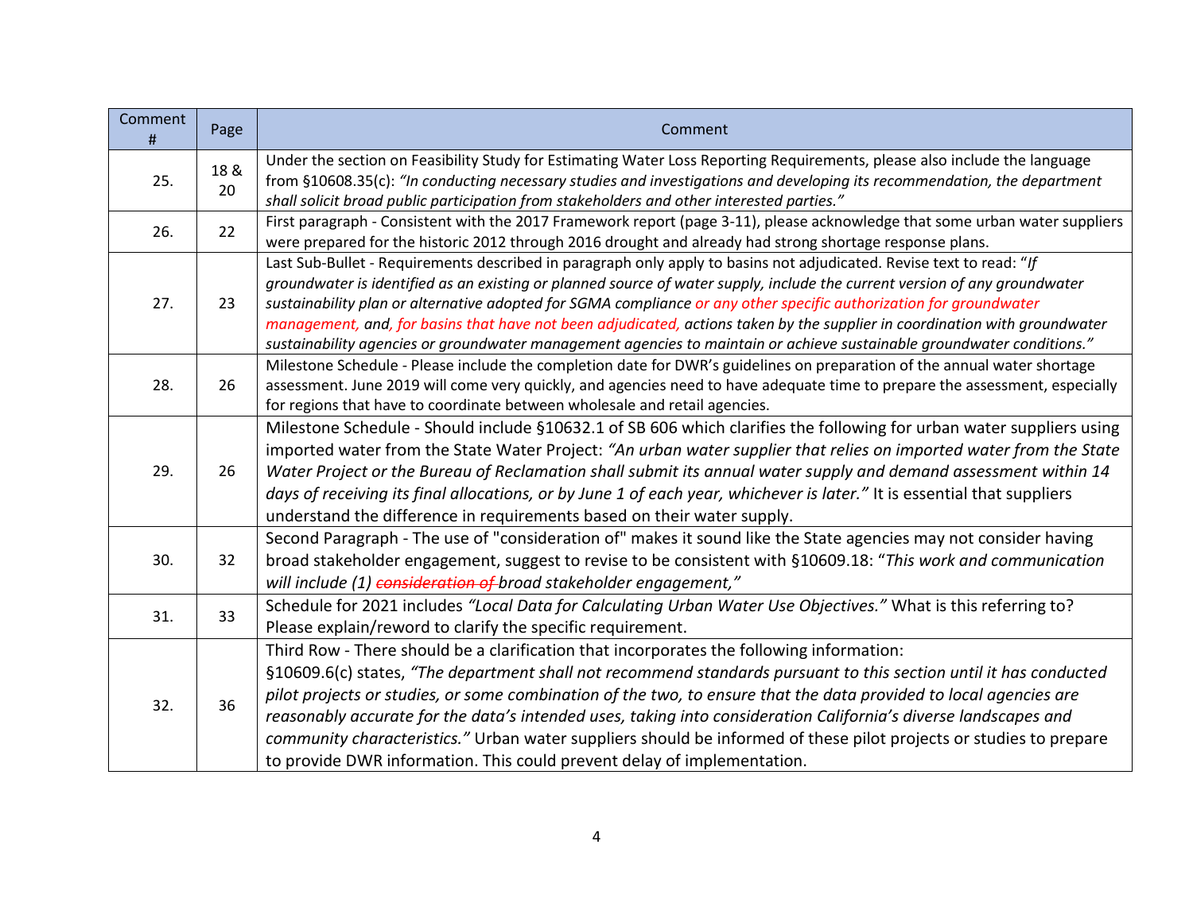| Comment # | Page | Comment |
|---|---|---|
| 25. | 18 & 20 | Under the section on Feasibility Study for Estimating Water Loss Reporting Requirements, please also include the language from §10608.35(c): *"In conducting necessary studies and investigations and developing its recommendation, the department shall solicit broad public participation from stakeholders and other interested parties."* |
| 26. | 22 | First paragraph - Consistent with the 2017 Framework report (page 3-11), please acknowledge that some urban water suppliers were prepared for the historic 2012 through 2016 drought and already had strong shortage response plans. |
| 27. | 23 | Last Sub-Bullet - Requirements described in paragraph only apply to basins not adjudicated. Revise text to read: "*If groundwater is identified as an existing or planned source of water supply, include the current version of any groundwater sustainability plan or alternative adopted for SGMA compliance or any other specific authorization for groundwater management, and, for basins that have not been adjudicated, actions taken by the supplier in coordination with groundwater sustainability agencies or groundwater management agencies to maintain or achieve sustainable groundwater conditions.*" |
| 28. | 26 | Milestone Schedule - Please include the completion date for DWR's guidelines on preparation of the annual water shortage assessment. June 2019 will come very quickly, and agencies need to have adequate time to prepare the assessment, especially for regions that have to coordinate between wholesale and retail agencies. |
| 29. | 26 | Milestone Schedule - Should include §10632.1 of SB 606 which clarifies the following for urban water suppliers using imported water from the State Water Project: *"An urban water supplier that relies on imported water from the State Water Project or the Bureau of Reclamation shall submit its annual water supply and demand assessment within 14 days of receiving its final allocations, or by June 1 of each year, whichever is later."* It is essential that suppliers understand the difference in requirements based on their water supply. |
| 30. | 32 | Second Paragraph - The use of "consideration of" makes it sound like the State agencies may not consider having broad stakeholder engagement, suggest to revise to be consistent with §10609.18: "*This work and communication will include (1) ~~consideration of~~ broad stakeholder engagement,*" |
| 31. | 33 | Schedule for 2021 includes *"Local Data for Calculating Urban Water Use Objectives."* What is this referring to? Please explain/reword to clarify the specific requirement. |
| 32. | 36 | Third Row - There should be a clarification that incorporates the following information: §10609.6(c) states, *"The department shall not recommend standards pursuant to this section until it has conducted pilot projects or studies, or some combination of the two, to ensure that the data provided to local agencies are reasonably accurate for the data's intended uses, taking into consideration California's diverse landscapes and community characteristics."* Urban water suppliers should be informed of these pilot projects or studies to prepare to provide DWR information. This could prevent delay of implementation. |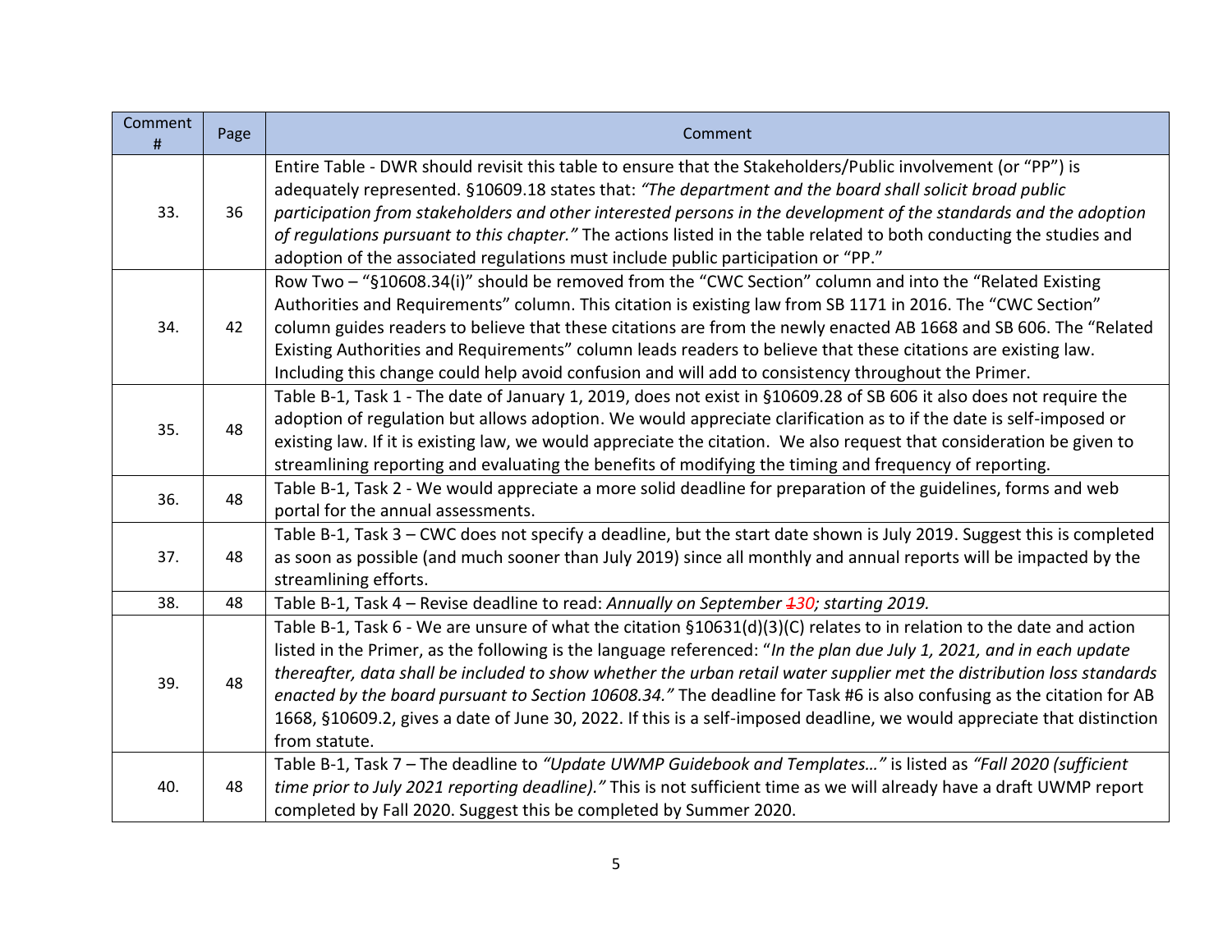| Comment # | Page | Comment |
|---|---|---|
| 33. | 36 | Entire Table - DWR should revisit this table to ensure that the Stakeholders/Public involvement (or "PP") is adequately represented. §10609.18 states that: *"The department and the board shall solicit broad public participation from stakeholders and other interested persons in the development of the standards and the adoption of regulations pursuant to this chapter."* The actions listed in the table related to both conducting the studies and adoption of the associated regulations must include public participation or "PP." |
| 34. | 42 | Row Two – "§10608.34(i)" should be removed from the "CWC Section" column and into the "Related Existing Authorities and Requirements" column. This citation is existing law from SB 1171 in 2016. The "CWC Section" column guides readers to believe that these citations are from the newly enacted AB 1668 and SB 606. The "Related Existing Authorities and Requirements" column leads readers to believe that these citations are existing law. Including this change could help avoid confusion and will add to consistency throughout the Primer. |
| 35. | 48 | Table B-1, Task 1 - The date of January 1, 2019, does not exist in §10609.28 of SB 606 it also does not require the adoption of regulation but allows adoption. We would appreciate clarification as to if the date is self-imposed or existing law. If it is existing law, we would appreciate the citation. We also request that consideration be given to streamlining reporting and evaluating the benefits of modifying the timing and frequency of reporting. |
| 36. | 48 | Table B-1, Task 2 - We would appreciate a more solid deadline for preparation of the guidelines, forms and web portal for the annual assessments. |
| 37. | 48 | Table B-1, Task 3 – CWC does not specify a deadline, but the start date shown is July 2019. Suggest this is completed as soon as possible (and much sooner than July 2019) since all monthly and annual reports will be impacted by the streamlining efforts. |
| 38. | 48 | Table B-1, Task 4 – Revise deadline to read: *Annually on September ~~1~~30; starting 2019.* |
| 39. | 48 | Table B-1, Task 6 - We are unsure of what the citation §10631(d)(3)(C) relates to in relation to the date and action listed in the Primer, as the following is the language referenced: "*In the plan due July 1, 2021, and in each update thereafter, data shall be included to show whether the urban retail water supplier met the distribution loss standards enacted by the board pursuant to Section 10608.34."* The deadline for Task #6 is also confusing as the citation for AB 1668, §10609.2, gives a date of June 30, 2022. If this is a self-imposed deadline, we would appreciate that distinction from statute. |
| 40. | 48 | Table B-1, Task 7 – The deadline to *"Update UWMP Guidebook and Templates…"* is listed as *"Fall 2020 (sufficient time prior to July 2021 reporting deadline)."* This is not sufficient time as we will already have a draft UWMP report completed by Fall 2020. Suggest this be completed by Summer 2020. |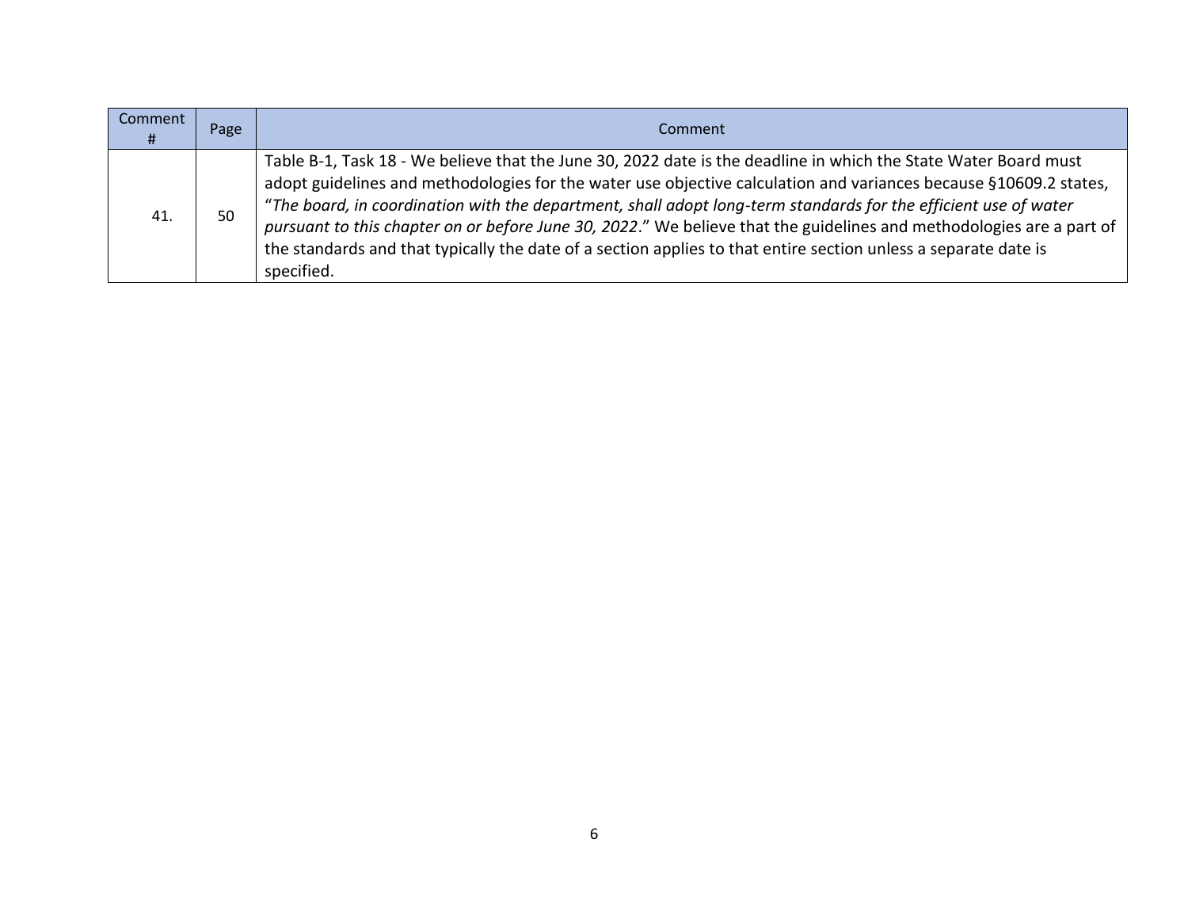| Comment # | Page | Comment |
|---|---|---|
| 41. | 50 | Table B-1, Task 18 - We believe that the June 30, 2022 date is the deadline in which the State Water Board must adopt guidelines and methodologies for the water use objective calculation and variances because §10609.2 states, "*The board, in coordination with the department, shall adopt long-term standards for the efficient use of water pursuant to this chapter on or before June 30, 2022*." We believe that the guidelines and methodologies are a part of the standards and that typically the date of a section applies to that entire section unless a separate date is specified. |